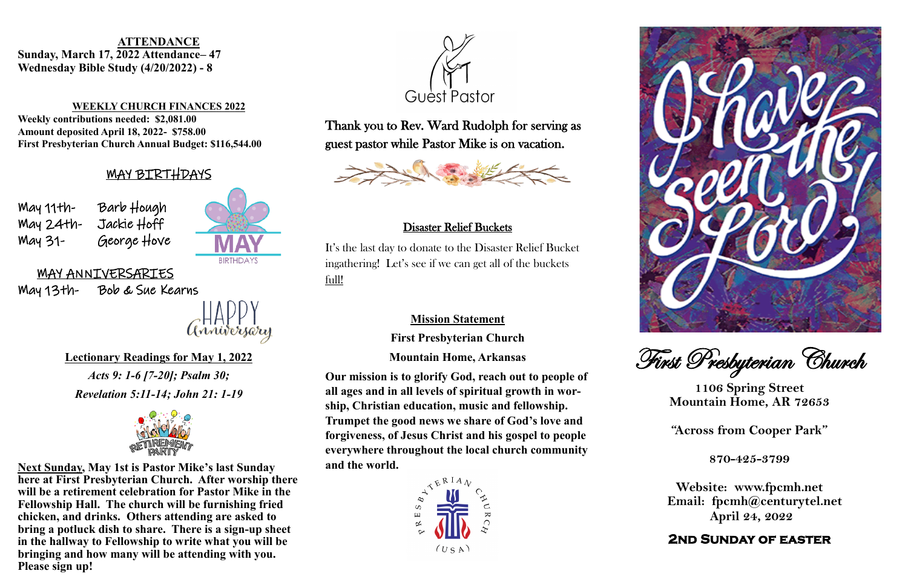**ATTENDANCE**

**Sunday, March 17, 2022 Attendance– 47**
**Wednesday Bible Study (4/20/2022) - 8**

**WEEKLY CHURCH FINANCES 2022**

**Weekly contributions needed: $2,081.00**
**Amount deposited April 18, 2022- $758.00**
**First Presbyterian Church Annual Budget: $116,544.00**

## MAY BIRTHDAYS

May 11th- Barb Hough
May 24th- Jackie Hoff
May 31- George Hove

MAY BIRTHDAYS

## MAY ANNIVERSARIES

May 13th- Bob & Sue Kearns

HAPPY Anniversary

**Lectionary Readings for May 1, 2022**

***Acts 9: 1-6 [7-20]; Psalm 30;***
***Revelation 5:11-14; John 21: 1-19***

RETIREMENT PARTY

**Next Sunday, May 1st is Pastor Mike's last Sunday here at First Presbyterian Church. After worship there will be a retirement celebration for Pastor Mike in the Fellowship Hall. The church will be furnishing fried chicken, and drinks. Others attending are asked to bring a potluck dish to share. There is a sign-up sheet in the hallway to Fellowship to write what you will be bringing and how many will be attending with you. Please sign up!**

Guest Pastor

Thank you to Rev. Ward Rudolph for serving as guest pastor while Pastor Mike is on vacation.

## Disaster Relief Buckets

It's the last day to donate to the Disaster Relief Bucket ingathering! Let's see if we can get all of the buckets full!

**Mission Statement**

**First Presbyterian Church**

**Mountain Home, Arkansas**

**Our mission is to glorify God, reach out to people of all ages and in all levels of spiritual growth in worship, Christian education, music and fellowship. Trumpet the good news we share of God's love and forgiveness, of Jesus Christ and his gospel to people everywhere throughout the local church community and the world.**

PRESBYTERIAN CHURCH (USA)

I have seen the Lord!

# First Presbyterian Church

**1106 Spring Street**
**Mountain Home, AR 72653**

**"Across from Cooper Park"**

**870-425-3799**

**Website: www.fpcmh.net**
**Email: fpcmh@centurytel.net**
**April 24, 2022**

**2nd Sunday of Easter**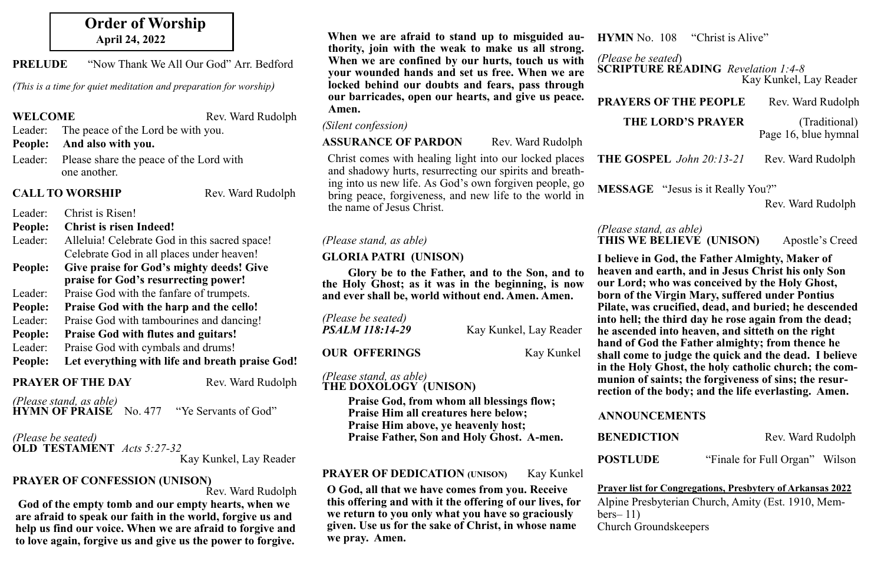# Order of Worship

**April 24, 2022**

**PRELUDE** "Now Thank We All Our God" Arr. Bedford

*(This is a time for quiet meditation and preparation for worship)*

**WELCOME** Rev. Ward Rudolph

Leader: The peace of the Lord be with you.
**People: And also with you.**
Leader: Please share the peace of the Lord with one another.

**CALL TO WORSHIP** Rev. Ward Rudolph

Leader: Christ is Risen!
**People: Christ is risen Indeed!**
Leader: Alleluia! Celebrate God in this sacred space! Celebrate God in all places under heaven!
**People: Give praise for God's mighty deeds! Give praise for God's resurrecting power!**
Leader: Praise God with the fanfare of trumpets.
**People: Praise God with the harp and the cello!**
Leader: Praise God with tambourines and dancing!
**People: Praise God with flutes and guitars!**
Leader: Praise God with cymbals and drums!
**People: Let everything with life and breath praise God!**

**PRAYER OF THE DAY** Rev. Ward Rudolph

*(Please stand, as able)*
**HYMN OF PRAISE** No. 477 "Ye Servants of God"

*(Please be seated)*
**OLD TESTAMENT** *Acts 5:27-32* Kay Kunkel, Lay Reader

**PRAYER OF CONFESSION (UNISON)** Rev. Ward Rudolph

**God of the empty tomb and our empty hearts, when we are afraid to speak our faith in the world, forgive us and help us find our voice. When we are afraid to forgive and to love again, forgive us and give us the power to forgive. When we are afraid to stand up to misguided authority, join with the weak to make us all strong. When we are confined by our hurts, touch us with your wounded hands and set us free. When we are locked behind our doubts and fears, pass through our barricades, open our hearts, and give us peace. Amen.**

*(Silent confession)*

**ASSURANCE OF PARDON** Rev. Ward Rudolph

Christ comes with healing light into our locked places and shadowy hurts, resurrecting our spirits and breathing into us new life. As God's own forgiven people, go bring peace, forgiveness, and new life to the world in the name of Jesus Christ.

*(Please stand, as able)*
**GLORIA PATRI (UNISON)**

**Glory be to the Father, and to the Son, and to the Holy Ghost; as it was in the beginning, is now and ever shall be, world without end. Amen. Amen.**

*(Please be seated)*
***PSALM 118:14-29*** Kay Kunkel, Lay Reader

**OUR OFFERINGS** Kay Kunkel

*(Please stand, as able)*
**THE DOXOLOGY (UNISON)**

**Praise God, from whom all blessings flow;**
**Praise Him all creatures here below;**
**Praise Him above, ye heavenly host;**
**Praise Father, Son and Holy Ghost. A-men.**

**PRAYER OF DEDICATION (UNISON)** Kay Kunkel

**O God, all that we have comes from you. Receive this offering and with it the offering of our lives, for we return to you only what you have so graciously given. Use us for the sake of Christ, in whose name we pray. Amen.**

**HYMN** No. 108 "Christ is Alive"

*(Please be seated)*
**SCRIPTURE READING** *Revelation 1:4-8* Kay Kunkel, Lay Reader

**PRAYERS OF THE PEOPLE** Rev. Ward Rudolph

**THE LORD'S PRAYER** (Traditional) Page 16, blue hymnal

**THE GOSPEL** *John 20:13-21* Rev. Ward Rudolph

**MESSAGE** "Jesus is it Really You?" Rev. Ward Rudolph

*(Please stand, as able)*
**THIS WE BELIEVE (UNISON)** Apostle's Creed

**I believe in God, the Father Almighty, Maker of heaven and earth, and in Jesus Christ his only Son our Lord; who was conceived by the Holy Ghost, born of the Virgin Mary, suffered under Pontius Pilate, was crucified, dead, and buried; he descended into hell; the third day he rose again from the dead; he ascended into heaven, and sitteth on the right hand of God the Father almighty; from thence he shall come to judge the quick and the dead. I believe in the Holy Ghost, the holy catholic church; the communion of saints; the forgiveness of sins; the resurrection of the body; and the life everlasting. Amen.**

**ANNOUNCEMENTS**

**BENEDICTION** Rev. Ward Rudolph

**POSTLUDE** "Finale for Full Organ" Wilson

**Prayer list for Congregations, Presbytery of Arkansas 2022**

Alpine Presbyterian Church, Amity (Est. 1910, Members– 11)
Church Groundskeepers